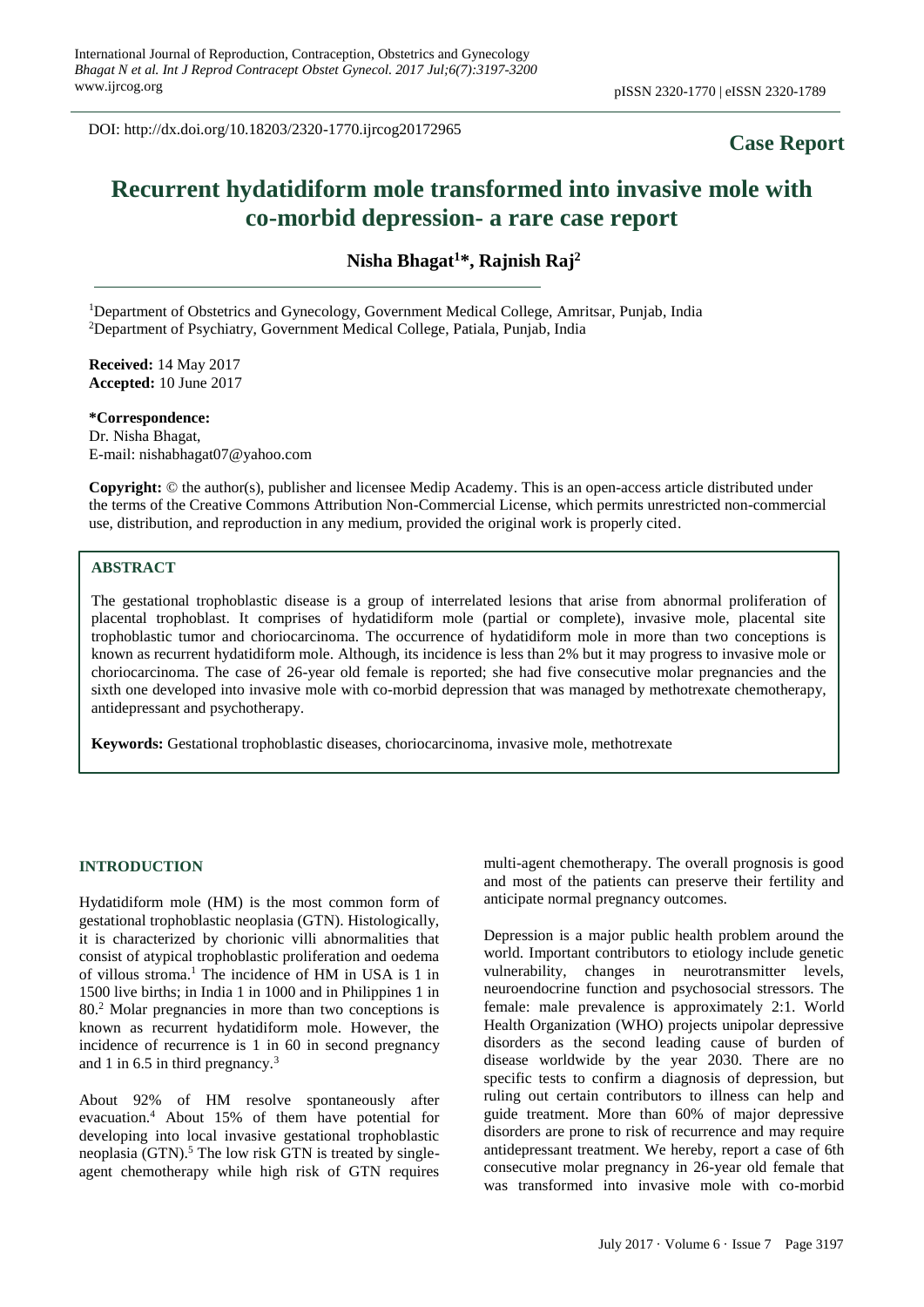DOI: http://dx.doi.org/10.18203/2320-1770.ijrcog20172965

**Case Report**

# Recurrent hydatidiform mole transformed into invasive mole with co-morbid depression- a rare case report

**Nisha Bhagat[1]*, Rajnish Raj[2]**

[1]Department of Obstetrics and Gynecology, Government Medical College, Amritsar, Punjab, India
[2]Department of Psychiatry, Government Medical College, Patiala, Punjab, India

**Received:** 14 May 2017
**Accepted:** 10 June 2017

**\*Correspondence:**
Dr. Nisha Bhagat,
E-mail: nishabhagat07@yahoo.com

**Copyright:** © the author(s), publisher and licensee Medip Academy. This is an open-access article distributed under the terms of the Creative Commons Attribution Non-Commercial License, which permits unrestricted non-commercial use, distribution, and reproduction in any medium, provided the original work is properly cited.

## ABSTRACT

The gestational trophoblastic disease is a group of interrelated lesions that arise from abnormal proliferation of placental trophoblast. It comprises of hydatidiform mole (partial or complete), invasive mole, placental site trophoblastic tumor and choriocarcinoma. The occurrence of hydatidiform mole in more than two conceptions is known as recurrent hydatidiform mole. Although, its incidence is less than 2% but it may progress to invasive mole or choriocarcinoma. The case of 26-year old female is reported; she had five consecutive molar pregnancies and the sixth one developed into invasive mole with co-morbid depression that was managed by methotrexate chemotherapy, antidepressant and psychotherapy.

**Keywords:** Gestational trophoblastic diseases, choriocarcinoma, invasive mole, methotrexate

## INTRODUCTION

Hydatidiform mole (HM) is the most common form of gestational trophoblastic neoplasia (GTN). Histologically, it is characterized by chorionic villi abnormalities that consist of atypical trophoblastic proliferation and oedema of villous stroma.[1] The incidence of HM in USA is 1 in 1500 live births; in India 1 in 1000 and in Philippines 1 in 80.[2] Molar pregnancies in more than two conceptions is known as recurrent hydatidiform mole. However, the incidence of recurrence is 1 in 60 in second pregnancy and 1 in 6.5 in third pregnancy.[3]

About 92% of HM resolve spontaneously after evacuation.[4] About 15% of them have potential for developing into local invasive gestational trophoblastic neoplasia (GTN).[5] The low risk GTN is treated by single-agent chemotherapy while high risk of GTN requires multi-agent chemotherapy. The overall prognosis is good and most of the patients can preserve their fertility and anticipate normal pregnancy outcomes.

Depression is a major public health problem around the world. Important contributors to etiology include genetic vulnerability, changes in neurotransmitter levels, neuroendocrine function and psychosocial stressors. The female: male prevalence is approximately 2:1. World Health Organization (WHO) projects unipolar depressive disorders as the second leading cause of burden of disease worldwide by the year 2030. There are no specific tests to confirm a diagnosis of depression, but ruling out certain contributors to illness can help and guide treatment. More than 60% of major depressive disorders are prone to risk of recurrence and may require antidepressant treatment. We hereby, report a case of 6th consecutive molar pregnancy in 26-year old female that was transformed into invasive mole with co-morbid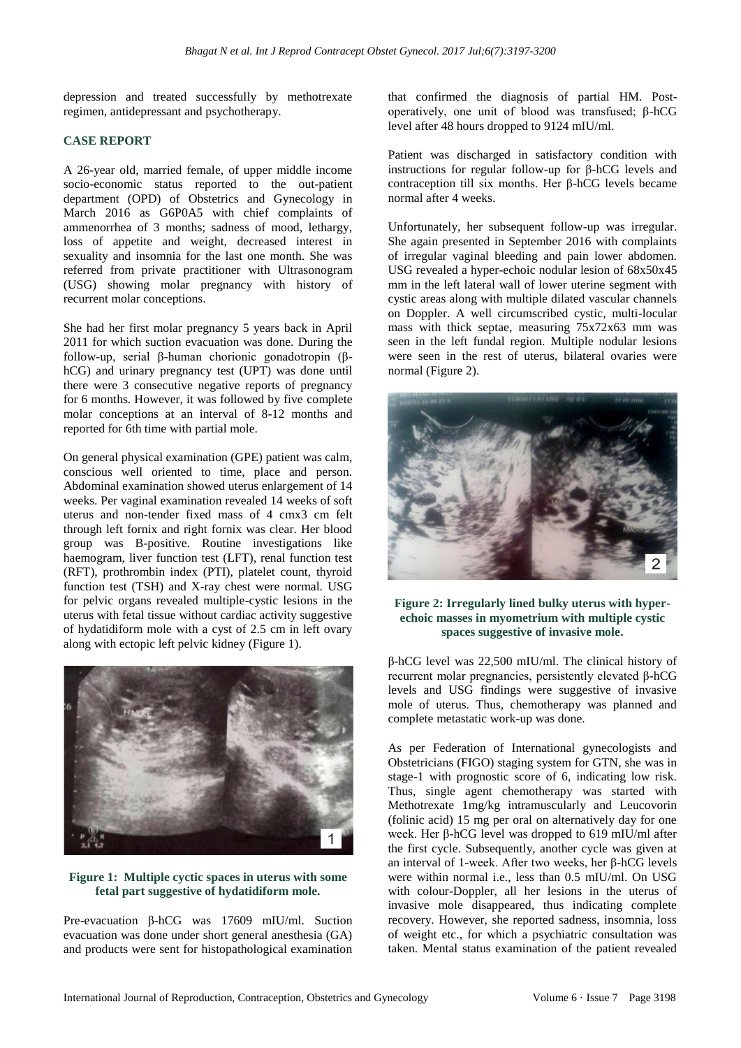depression and treated successfully by methotrexate regimen, antidepressant and psychotherapy.

## CASE REPORT

A 26-year old, married female, of upper middle income socio-economic status reported to the out-patient department (OPD) of Obstetrics and Gynecology in March 2016 as G6P0A5 with chief complaints of ammenorrhea of 3 months; sadness of mood, lethargy, loss of appetite and weight, decreased interest in sexuality and insomnia for the last one month. She was referred from private practitioner with Ultrasonogram (USG) showing molar pregnancy with history of recurrent molar conceptions.

She had her first molar pregnancy 5 years back in April 2011 for which suction evacuation was done. During the follow-up, serial β-human chorionic gonadotropin (β-hCG) and urinary pregnancy test (UPT) was done until there were 3 consecutive negative reports of pregnancy for 6 months. However, it was followed by five complete molar conceptions at an interval of 8-12 months and reported for 6th time with partial mole.

On general physical examination (GPE) patient was calm, conscious well oriented to time, place and person. Abdominal examination showed uterus enlargement of 14 weeks. Per vaginal examination revealed 14 weeks of soft uterus and non-tender fixed mass of 4 cmx3 cm felt through left fornix and right fornix was clear. Her blood group was B-positive. Routine investigations like haemogram, liver function test (LFT), renal function test (RFT), prothrombin index (PTI), platelet count, thyroid function test (TSH) and X-ray chest were normal. USG for pelvic organs revealed multiple-cystic lesions in the uterus with fetal tissue without cardiac activity suggestive of hydatidiform mole with a cyst of 2.5 cm in left ovary along with ectopic left pelvic kidney (Figure 1).

**Figure 1: Multiple cyctic spaces in uterus with some fetal part suggestive of hydatidiform mole.**

Pre-evacuation β-hCG was 17609 mIU/ml. Suction evacuation was done under short general anesthesia (GA) and products were sent for histopathological examination that confirmed the diagnosis of partial HM. Post-operatively, one unit of blood was transfused; β-hCG level after 48 hours dropped to 9124 mIU/ml.

Patient was discharged in satisfactory condition with instructions for regular follow-up for β-hCG levels and contraception till six months. Her β-hCG levels became normal after 4 weeks.

Unfortunately, her subsequent follow-up was irregular. She again presented in September 2016 with complaints of irregular vaginal bleeding and pain lower abdomen. USG revealed a hyper-echoic nodular lesion of 68x50x45 mm in the left lateral wall of lower uterine segment with cystic areas along with multiple dilated vascular channels on Doppler. A well circumscribed cystic, multi-locular mass with thick septae, measuring 75x72x63 mm was seen in the left fundal region. Multiple nodular lesions were seen in the rest of uterus, bilateral ovaries were normal (Figure 2).

**Figure 2: Irregularly lined bulky uterus with hyper-echoic masses in myometrium with multiple cystic spaces suggestive of invasive mole.**

β-hCG level was 22,500 mIU/ml. The clinical history of recurrent molar pregnancies, persistently elevated β-hCG levels and USG findings were suggestive of invasive mole of uterus. Thus, chemotherapy was planned and complete metastatic work-up was done.

As per Federation of International gynecologists and Obstetricians (FIGO) staging system for GTN, she was in stage-1 with prognostic score of 6, indicating low risk. Thus, single agent chemotherapy was started with Methotrexate 1mg/kg intramuscularly and Leucovorin (folinic acid) 15 mg per oral on alternatively day for one week. Her β-hCG level was dropped to 619 mIU/ml after the first cycle. Subsequently, another cycle was given at an interval of 1-week. After two weeks, her β-hCG levels were within normal i.e., less than 0.5 mIU/ml. On USG with colour-Doppler, all her lesions in the uterus of invasive mole disappeared, thus indicating complete recovery. However, she reported sadness, insomnia, loss of weight etc., for which a psychiatric consultation was taken. Mental status examination of the patient revealed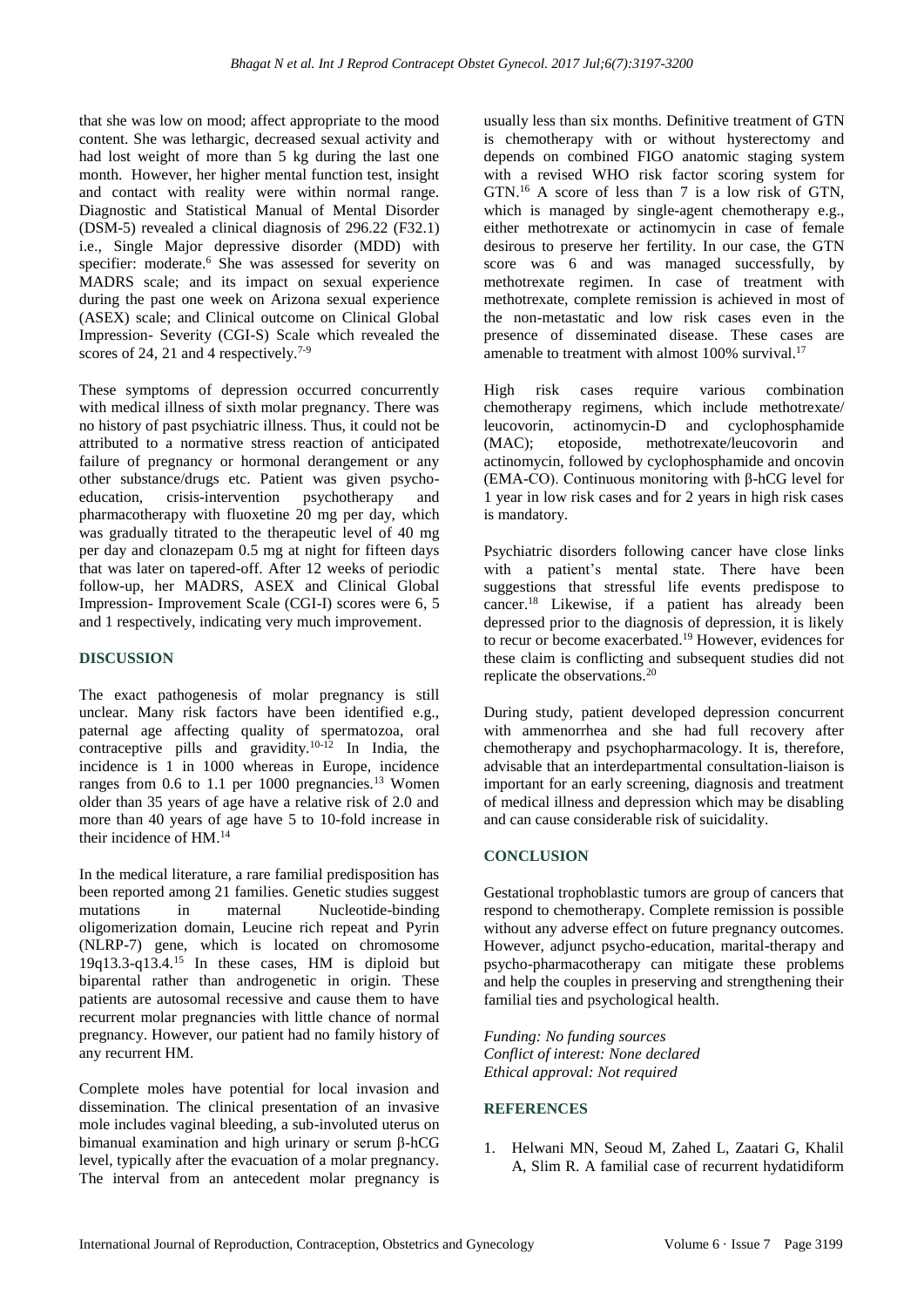that she was low on mood; affect appropriate to the mood content. She was lethargic, decreased sexual activity and had lost weight of more than 5 kg during the last one month. However, her higher mental function test, insight and contact with reality were within normal range. Diagnostic and Statistical Manual of Mental Disorder (DSM-5) revealed a clinical diagnosis of 296.22 (F32.1) i.e., Single Major depressive disorder (MDD) with specifier: moderate.[6] She was assessed for severity on MADRS scale; and its impact on sexual experience during the past one week on Arizona sexual experience (ASEX) scale; and Clinical outcome on Clinical Global Impression- Severity (CGI-S) Scale which revealed the scores of 24, 21 and 4 respectively.[7-9]

These symptoms of depression occurred concurrently with medical illness of sixth molar pregnancy. There was no history of past psychiatric illness. Thus, it could not be attributed to a normative stress reaction of anticipated failure of pregnancy or hormonal derangement or any other substance/drugs etc. Patient was given psycho-education, crisis-intervention psychotherapy and pharmacotherapy with fluoxetine 20 mg per day, which was gradually titrated to the therapeutic level of 40 mg per day and clonazepam 0.5 mg at night for fifteen days that was later on tapered-off. After 12 weeks of periodic follow-up, her MADRS, ASEX and Clinical Global Impression- Improvement Scale (CGI-I) scores were 6, 5 and 1 respectively, indicating very much improvement.

## DISCUSSION

The exact pathogenesis of molar pregnancy is still unclear. Many risk factors have been identified e.g., paternal age affecting quality of spermatozoa, oral contraceptive pills and gravidity.[10-12] In India, the incidence is 1 in 1000 whereas in Europe, incidence ranges from 0.6 to 1.1 per 1000 pregnancies.[13] Women older than 35 years of age have a relative risk of 2.0 and more than 40 years of age have 5 to 10-fold increase in their incidence of HM.[14]

In the medical literature, a rare familial predisposition has been reported among 21 families. Genetic studies suggest mutations in maternal Nucleotide-binding oligomerization domain, Leucine rich repeat and Pyrin (NLRP-7) gene, which is located on chromosome 19q13.3-q13.4.[15] In these cases, HM is diploid but biparental rather than androgenetic in origin. These patients are autosomal recessive and cause them to have recurrent molar pregnancies with little chance of normal pregnancy. However, our patient had no family history of any recurrent HM.

Complete moles have potential for local invasion and dissemination. The clinical presentation of an invasive mole includes vaginal bleeding, a sub-involuted uterus on bimanual examination and high urinary or serum β-hCG level, typically after the evacuation of a molar pregnancy. The interval from an antecedent molar pregnancy is usually less than six months. Definitive treatment of GTN is chemotherapy with or without hysterectomy and depends on combined FIGO anatomic staging system with a revised WHO risk factor scoring system for GTN.[16] A score of less than 7 is a low risk of GTN, which is managed by single-agent chemotherapy e.g., either methotrexate or actinomycin in case of female desirous to preserve her fertility. In our case, the GTN score was 6 and was managed successfully, by methotrexate regimen. In case of treatment with methotrexate, complete remission is achieved in most of the non-metastatic and low risk cases even in the presence of disseminated disease. These cases are amenable to treatment with almost 100% survival.[17]

High risk cases require various combination chemotherapy regimens, which include methotrexate/leucovorin, actinomycin-D and cyclophosphamide (MAC); etoposide, methotrexate/leucovorin and actinomycin, followed by cyclophosphamide and oncovin (EMA-CO). Continuous monitoring with β-hCG level for 1 year in low risk cases and for 2 years in high risk cases is mandatory.

Psychiatric disorders following cancer have close links with a patient's mental state. There have been suggestions that stressful life events predispose to cancer.[18] Likewise, if a patient has already been depressed prior to the diagnosis of depression, it is likely to recur or become exacerbated.[19] However, evidences for these claim is conflicting and subsequent studies did not replicate the observations.[20]

During study, patient developed depression concurrent with ammenorrhea and she had full recovery after chemotherapy and psychopharmacology. It is, therefore, advisable that an interdepartmental consultation-liaison is important for an early screening, diagnosis and treatment of medical illness and depression which may be disabling and can cause considerable risk of suicidality.

## CONCLUSION

Gestational trophoblastic tumors are group of cancers that respond to chemotherapy. Complete remission is possible without any adverse effect on future pregnancy outcomes. However, adjunct psycho-education, marital-therapy and psycho-pharmacotherapy can mitigate these problems and help the couples in preserving and strengthening their familial ties and psychological health.

*Funding: No funding sources*
*Conflict of interest: None declared*
*Ethical approval: Not required*

## REFERENCES

1. Helwani MN, Seoud M, Zahed L, Zaatari G, Khalil A, Slim R. A familial case of recurrent hydatidiform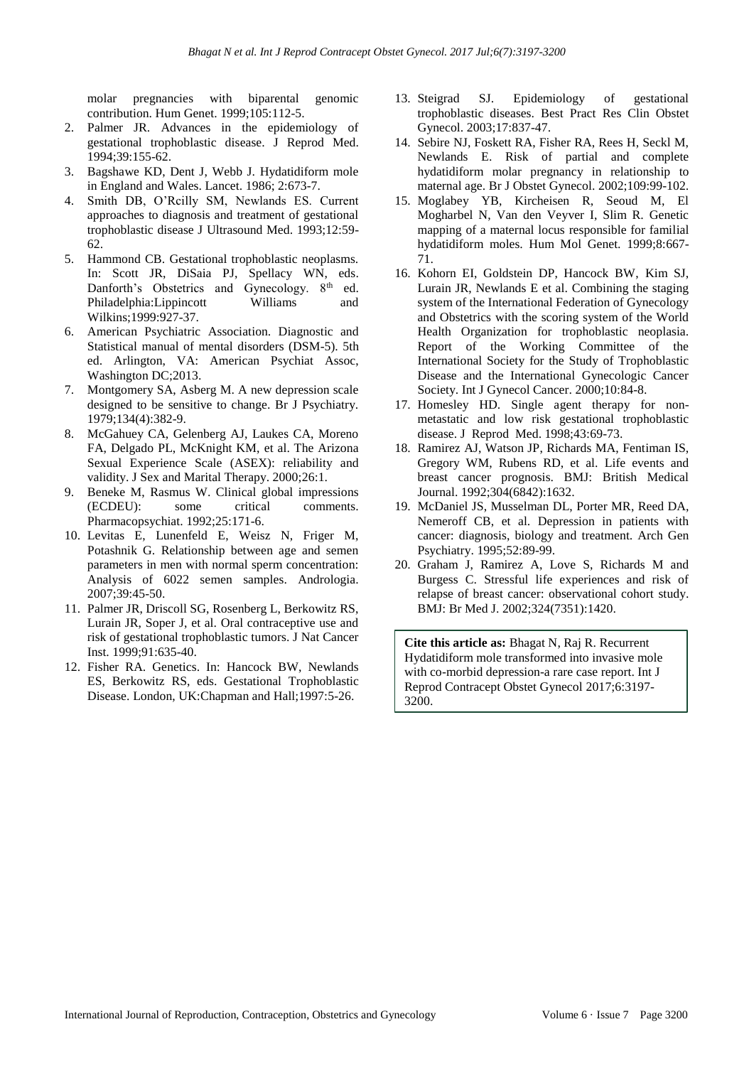molar pregnancies with biparental genomic contribution. Hum Genet. 1999;105:112-5.

2. Palmer JR. Advances in the epidemiology of gestational trophoblastic disease. J Reprod Med. 1994;39:155-62.
3. Bagshawe KD, Dent J, Webb J. Hydatidiform mole in England and Wales. Lancet. 1986; 2:673-7.
4. Smith DB, O'Rcilly SM, Newlands ES. Current approaches to diagnosis and treatment of gestational trophoblastic disease J Ultrasound Med. 1993;12:59-62.
5. Hammond CB. Gestational trophoblastic neoplasms. In: Scott JR, DiSaia PJ, Spellacy WN, eds. Danforth's Obstetrics and Gynecology. 8th ed. Philadelphia:Lippincott Williams and Wilkins;1999:927-37.
6. American Psychiatric Association. Diagnostic and Statistical manual of mental disorders (DSM-5). 5th ed. Arlington, VA: American Psychiat Assoc, Washington DC;2013.
7. Montgomery SA, Asberg M. A new depression scale designed to be sensitive to change. Br J Psychiatry. 1979;134(4):382-9.
8. McGahuey CA, Gelenberg AJ, Laukes CA, Moreno FA, Delgado PL, McKnight KM, et al. The Arizona Sexual Experience Scale (ASEX): reliability and validity. J Sex and Marital Therapy. 2000;26:1.
9. Beneke M, Rasmus W. Clinical global impressions (ECDEU): some critical comments. Pharmacopsychiat. 1992;25:171-6.
10. Levitas E, Lunenfeld E, Weisz N, Friger M, Potashnik G. Relationship between age and semen parameters in men with normal sperm concentration: Analysis of 6022 semen samples. Andrologia. 2007;39:45-50.
11. Palmer JR, Driscoll SG, Rosenberg L, Berkowitz RS, Lurain JR, Soper J, et al. Oral contraceptive use and risk of gestational trophoblastic tumors. J Nat Cancer Inst. 1999;91:635-40.
12. Fisher RA. Genetics. In: Hancock BW, Newlands ES, Berkowitz RS, eds. Gestational Trophoblastic Disease. London, UK:Chapman and Hall;1997:5-26.
13. Steigrad SJ. Epidemiology of gestational trophoblastic diseases. Best Pract Res Clin Obstet Gynecol. 2003;17:837-47.
14. Sebire NJ, Foskett RA, Fisher RA, Rees H, Seckl M, Newlands E. Risk of partial and complete hydatidiform molar pregnancy in relationship to maternal age. Br J Obstet Gynecol. 2002;109:99-102.
15. Moglabey YB, Kircheisen R, Seoud M, El Mogharbel N, Van den Veyver I, Slim R. Genetic mapping of a maternal locus responsible for familial hydatidiform moles. Hum Mol Genet. 1999;8:667-71.
16. Kohorn EI, Goldstein DP, Hancock BW, Kim SJ, Lurain JR, Newlands E et al. Combining the staging system of the International Federation of Gynecology and Obstetrics with the scoring system of the World Health Organization for trophoblastic neoplasia. Report of the Working Committee of the International Society for the Study of Trophoblastic Disease and the International Gynecologic Cancer Society. Int J Gynecol Cancer. 2000;10:84-8.
17. Homesley HD. Single agent therapy for non-metastatic and low risk gestational trophoblastic disease. J Reprod Med. 1998;43:69-73.
18. Ramirez AJ, Watson JP, Richards MA, Fentiman IS, Gregory WM, Rubens RD, et al. Life events and breast cancer prognosis. BMJ: British Medical Journal. 1992;304(6842):1632.
19. McDaniel JS, Musselman DL, Porter MR, Reed DA, Nemeroff CB, et al. Depression in patients with cancer: diagnosis, biology and treatment. Arch Gen Psychiatry. 1995;52:89-99.
20. Graham J, Ramirez A, Love S, Richards M and Burgess C. Stressful life experiences and risk of relapse of breast cancer: observational cohort study. BMJ: Br Med J. 2002;324(7351):1420.

**Cite this article as:** Bhagat N, Raj R. Recurrent Hydatidiform mole transformed into invasive mole with co-morbid depression-a rare case report. Int J Reprod Contracept Obstet Gynecol 2017;6:3197-3200.